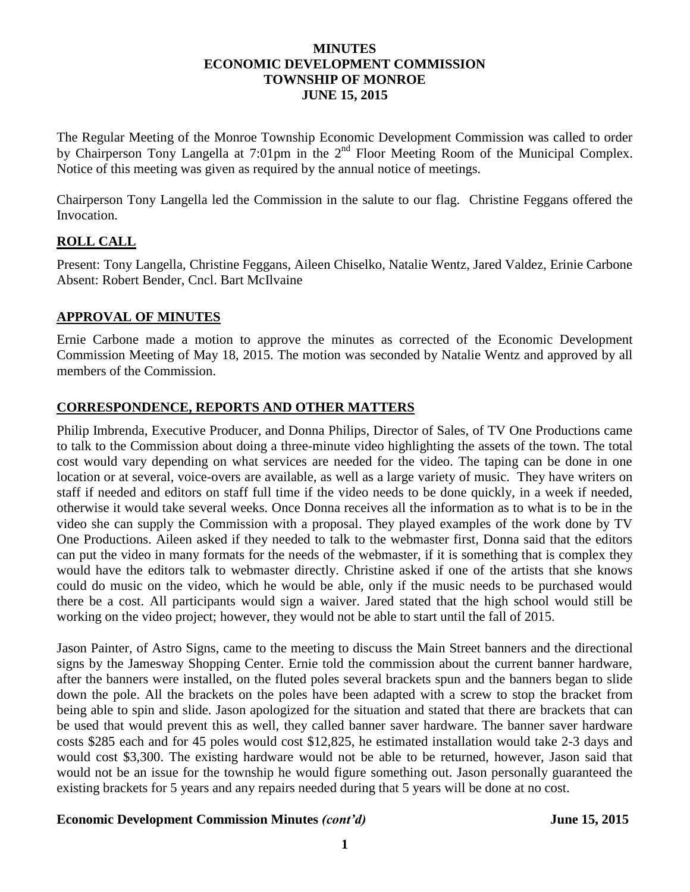**MINUTES**
**ECONOMIC DEVELOPMENT COMMISSION**
**TOWNSHIP OF MONROE**
**JUNE 15, 2015**

The Regular Meeting of the Monroe Township Economic Development Commission was called to order by Chairperson Tony Langella at 7:01pm in the 2nd Floor Meeting Room of the Municipal Complex. Notice of this meeting was given as required by the annual notice of meetings.

Chairperson Tony Langella led the Commission in the salute to our flag. Christine Feggans offered the Invocation.

## ROLL CALL

Present: Tony Langella, Christine Feggans, Aileen Chiselko, Natalie Wentz, Jared Valdez, Erinie Carbone
Absent: Robert Bender, Cncl. Bart McIlvaine

## APPROVAL OF MINUTES

Ernie Carbone made a motion to approve the minutes as corrected of the Economic Development Commission Meeting of May 18, 2015. The motion was seconded by Natalie Wentz and approved by all members of the Commission.

## CORRESPONDENCE, REPORTS AND OTHER MATTERS

Philip Imbrenda, Executive Producer, and Donna Philips, Director of Sales, of TV One Productions came to talk to the Commission about doing a three-minute video highlighting the assets of the town. The total cost would vary depending on what services are needed for the video. The taping can be done in one location or at several, voice-overs are available, as well as a large variety of music. They have writers on staff if needed and editors on staff full time if the video needs to be done quickly, in a week if needed, otherwise it would take several weeks. Once Donna receives all the information as to what is to be in the video she can supply the Commission with a proposal. They played examples of the work done by TV One Productions. Aileen asked if they needed to talk to the webmaster first, Donna said that the editors can put the video in many formats for the needs of the webmaster, if it is something that is complex they would have the editors talk to webmaster directly. Christine asked if one of the artists that she knows could do music on the video, which he would be able, only if the music needs to be purchased would there be a cost. All participants would sign a waiver. Jared stated that the high school would still be working on the video project; however, they would not be able to start until the fall of 2015.

Jason Painter, of Astro Signs, came to the meeting to discuss the Main Street banners and the directional signs by the Jamesway Shopping Center. Ernie told the commission about the current banner hardware, after the banners were installed, on the fluted poles several brackets spun and the banners began to slide down the pole. All the brackets on the poles have been adapted with a screw to stop the bracket from being able to spin and slide. Jason apologized for the situation and stated that there are brackets that can be used that would prevent this as well, they called banner saver hardware. The banner saver hardware costs $285 each and for 45 poles would cost $12,825, he estimated installation would take 2-3 days and would cost $3,300. The existing hardware would not be able to be returned, however, Jason said that would not be an issue for the township he would figure something out. Jason personally guaranteed the existing brackets for 5 years and any repairs needed during that 5 years will be done at no cost.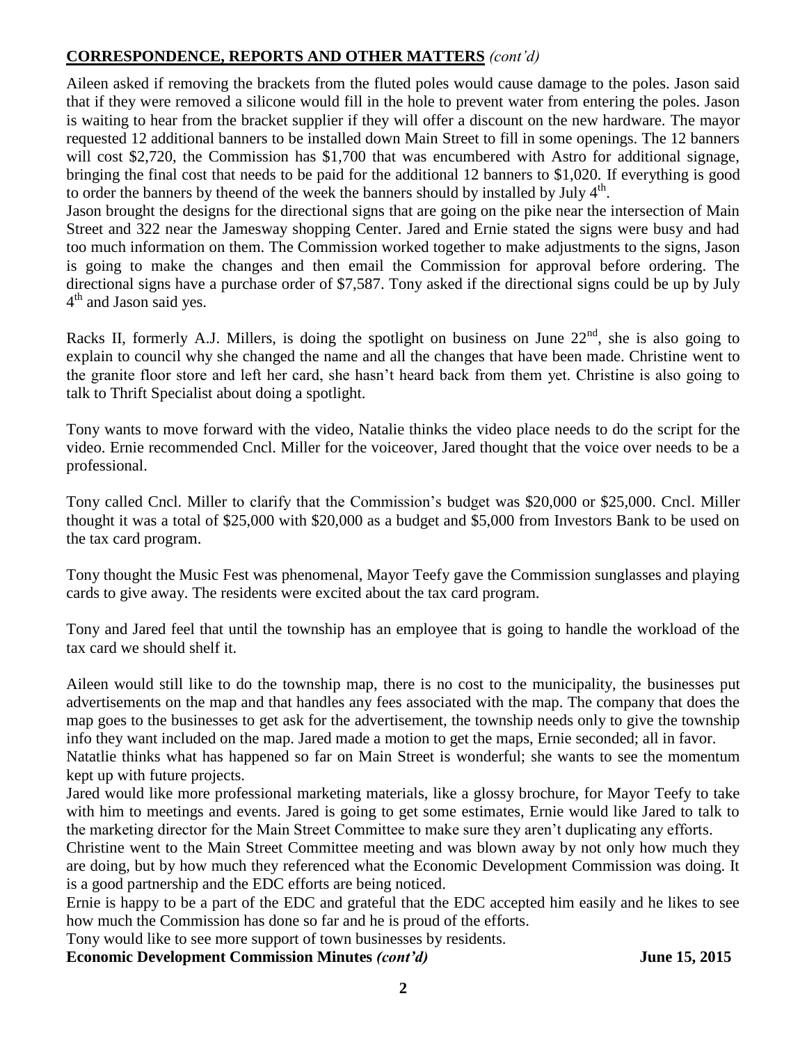## CORRESPONDENCE, REPORTS AND OTHER MATTERS *(cont'd)*

Aileen asked if removing the brackets from the fluted poles would cause damage to the poles. Jason said that if they were removed a silicone would fill in the hole to prevent water from entering the poles. Jason is waiting to hear from the bracket supplier if they will offer a discount on the new hardware. The mayor requested 12 additional banners to be installed down Main Street to fill in some openings. The 12 banners will cost $2,720, the Commission has $1,700 that was encumbered with Astro for additional signage, bringing the final cost that needs to be paid for the additional 12 banners to $1,020. If everything is good to order the banners by theend of the week the banners should by installed by July 4th.

Jason brought the designs for the directional signs that are going on the pike near the intersection of Main Street and 322 near the Jamesway shopping Center. Jared and Ernie stated the signs were busy and had too much information on them. The Commission worked together to make adjustments to the signs, Jason is going to make the changes and then email the Commission for approval before ordering. The directional signs have a purchase order of $7,587. Tony asked if the directional signs could be up by July 4th and Jason said yes.

Racks II, formerly A.J. Millers, is doing the spotlight on business on June 22nd, she is also going to explain to council why she changed the name and all the changes that have been made. Christine went to the granite floor store and left her card, she hasn't heard back from them yet. Christine is also going to talk to Thrift Specialist about doing a spotlight.

Tony wants to move forward with the video, Natalie thinks the video place needs to do the script for the video. Ernie recommended Cncl. Miller for the voiceover, Jared thought that the voice over needs to be a professional.

Tony called Cncl. Miller to clarify that the Commission's budget was $20,000 or $25,000. Cncl. Miller thought it was a total of $25,000 with $20,000 as a budget and $5,000 from Investors Bank to be used on the tax card program.

Tony thought the Music Fest was phenomenal, Mayor Teefy gave the Commission sunglasses and playing cards to give away. The residents were excited about the tax card program.

Tony and Jared feel that until the township has an employee that is going to handle the workload of the tax card we should shelf it.

Aileen would still like to do the township map, there is no cost to the municipality, the businesses put advertisements on the map and that handles any fees associated with the map. The company that does the map goes to the businesses to get ask for the advertisement, the township needs only to give the township info they want included on the map. Jared made a motion to get the maps, Ernie seconded; all in favor.

Natatlie thinks what has happened so far on Main Street is wonderful; she wants to see the momentum kept up with future projects.

Jared would like more professional marketing materials, like a glossy brochure, for Mayor Teefy to take with him to meetings and events. Jared is going to get some estimates, Ernie would like Jared to talk to the marketing director for the Main Street Committee to make sure they aren't duplicating any efforts.

Christine went to the Main Street Committee meeting and was blown away by not only how much they are doing, but by how much they referenced what the Economic Development Commission was doing. It is a good partnership and the EDC efforts are being noticed.

Ernie is happy to be a part of the EDC and grateful that the EDC accepted him easily and he likes to see how much the Commission has done so far and he is proud of the efforts.

Tony would like to see more support of town businesses by residents.

**Economic Development Commission Minutes *(cont'd)*** **June 15, 2015**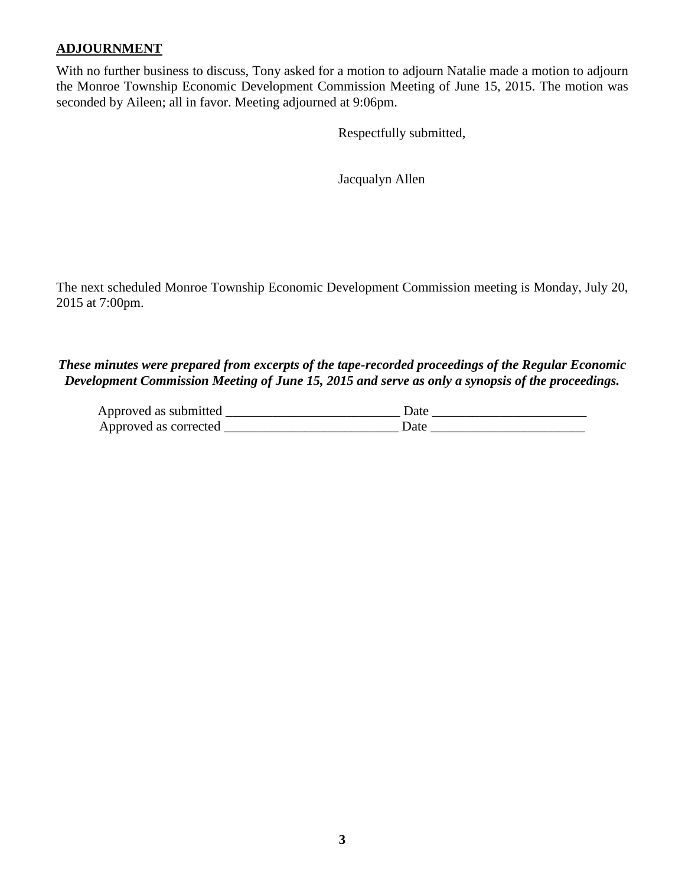## **ADJOURNMENT**

With no further business to discuss, Tony asked for a motion to adjourn Natalie made a motion to adjourn the Monroe Township Economic Development Commission Meeting of June 15, 2015. The motion was seconded by Aileen; all in favor. Meeting adjourned at 9:06pm.

Respectfully submitted,

Jacqualyn Allen

The next scheduled Monroe Township Economic Development Commission meeting is Monday, July 20, 2015 at 7:00pm.

***These minutes were prepared from excerpts of the tape-recorded proceedings of the Regular Economic Development Commission Meeting of June 15, 2015 and serve as only a synopsis of the proceedings.***

Approved as submitted __________________________ Date _______________________
Approved as corrected __________________________ Date _______________________